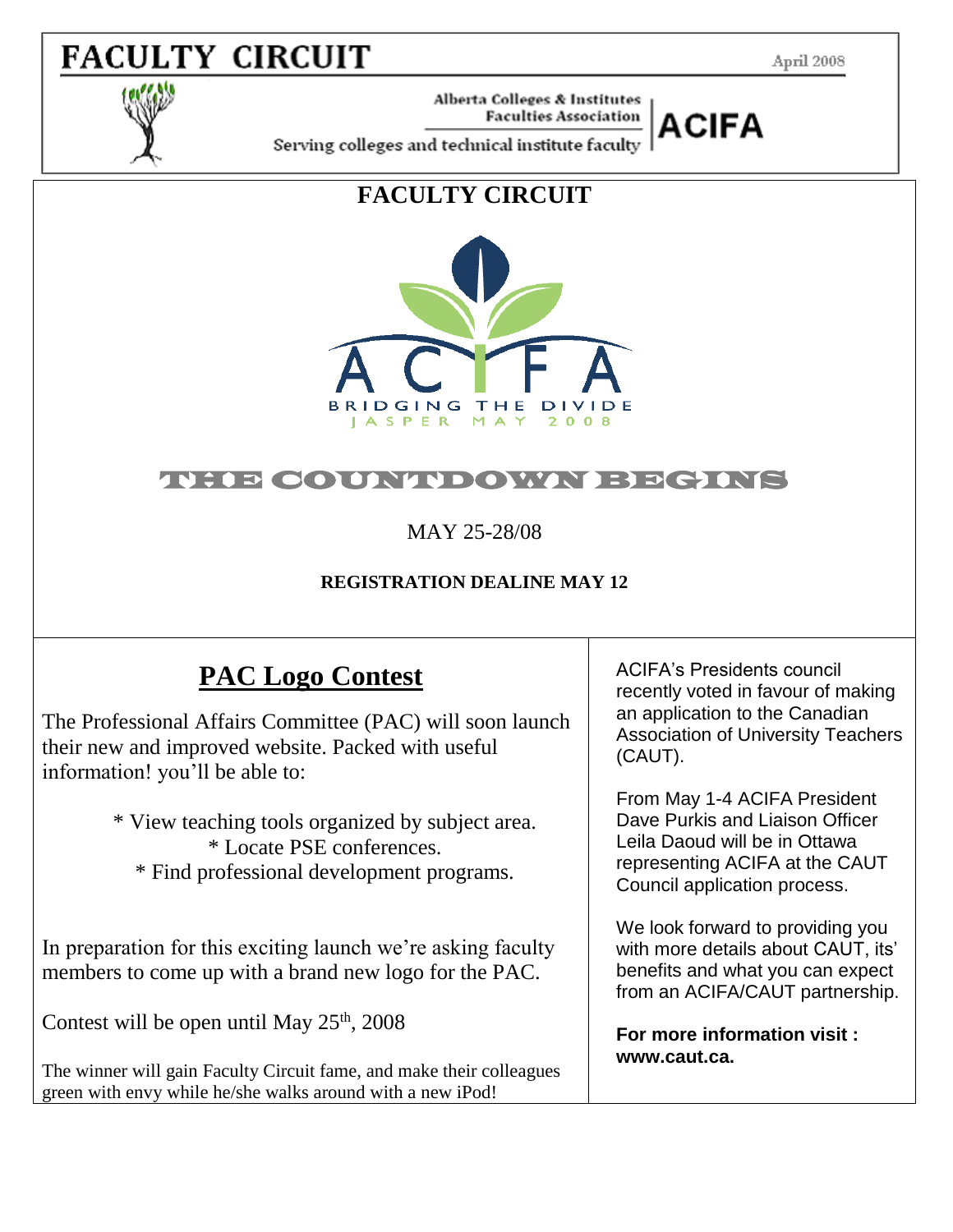# FACULTY CIRCUIT

April 2008

Alberta Colleges & Institutes Faculties Association

ACIFA

Serving colleges and technical institute faculty

## FACULTY CIRCUIT

ACIFA

BRIDGING THE DIVIDE

JASPER MAY 2008

## THE COUNTDOWN BEGINS

MAY 25-28/08

**REGISTRATION DEALINE MAY 12**

## PAC Logo Contest

The Professional Affairs Committee (PAC) will soon launch their new and improved website. Packed with useful information! you'll be able to:

* View teaching tools organized by subject area.
* Locate PSE conferences.
* Find professional development programs.

In preparation for this exciting launch we're asking faculty members to come up with a brand new logo for the PAC.

Contest will be open until May 25th, 2008

The winner will gain Faculty Circuit fame, and make their colleagues green with envy while he/she walks around with a new iPod!

ACIFA's Presidents council recently voted in favour of making an application to the Canadian Association of University Teachers (CAUT).

From May 1-4 ACIFA President Dave Purkis and Liaison Officer Leila Daoud will be in Ottawa representing ACIFA at the CAUT Council application process.

We look forward to providing you with more details about CAUT, its' benefits and what you can expect from an ACIFA/CAUT partnership.

**For more information visit : www.caut.ca.**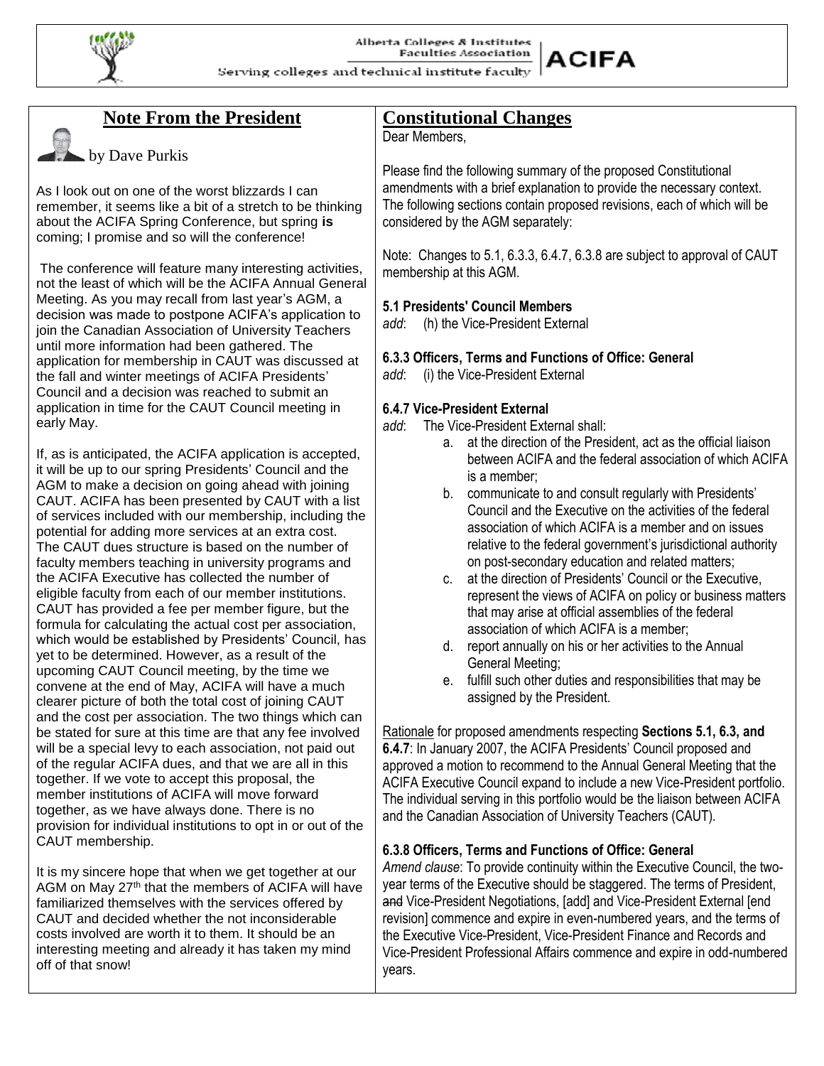## Note From the President

by Dave Purkis

As I look out on one of the worst blizzards I can remember, it seems like a bit of a stretch to be thinking about the ACIFA Spring Conference, but spring **is** coming; I promise and so will the conference!

The conference will feature many interesting activities, not the least of which will be the ACIFA Annual General Meeting. As you may recall from last year's AGM, a decision was made to postpone ACIFA's application to join the Canadian Association of University Teachers until more information had been gathered. The application for membership in CAUT was discussed at the fall and winter meetings of ACIFA Presidents' Council and a decision was reached to submit an application in time for the CAUT Council meeting in early May.

If, as is anticipated, the ACIFA application is accepted, it will be up to our spring Presidents' Council and the AGM to make a decision on going ahead with joining CAUT. ACIFA has been presented by CAUT with a list of services included with our membership, including the potential for adding more services at an extra cost. The CAUT dues structure is based on the number of faculty members teaching in university programs and the ACIFA Executive has collected the number of eligible faculty from each of our member institutions. CAUT has provided a fee per member figure, but the formula for calculating the actual cost per association, which would be established by Presidents' Council, has yet to be determined. However, as a result of the upcoming CAUT Council meeting, by the time we convene at the end of May, ACIFA will have a much clearer picture of both the total cost of joining CAUT and the cost per association. The two things which can be stated for sure at this time are that any fee involved will be a special levy to each association, not paid out of the regular ACIFA dues, and that we are all in this together. If we vote to accept this proposal, the member institutions of ACIFA will move forward together, as we have always done. There is no provision for individual institutions to opt in or out of the CAUT membership.

It is my sincere hope that when we get together at our AGM on May 27th that the members of ACIFA will have familiarized themselves with the services offered by CAUT and decided whether the not inconsiderable costs involved are worth it to them. It should be an interesting meeting and already it has taken my mind off of that snow!

## Constitutional Changes

Dear Members,

Please find the following summary of the proposed Constitutional amendments with a brief explanation to provide the necessary context. The following sections contain proposed revisions, each of which will be considered by the AGM separately:

Note: Changes to 5.1, 6.3.3, 6.4.7, 6.3.8 are subject to approval of CAUT membership at this AGM.

**5.1 Presidents' Council Members**

*add*: (h) the Vice-President External

**6.3.3 Officers, Terms and Functions of Office: General**

*add*: (i) the Vice-President External

**6.4.7 Vice-President External**

*add*: The Vice-President External shall:

a. at the direction of the President, act as the official liaison between ACIFA and the federal association of which ACIFA is a member;
b. communicate to and consult regularly with Presidents' Council and the Executive on the activities of the federal association of which ACIFA is a member and on issues relative to the federal government's jurisdictional authority on post-secondary education and related matters;
c. at the direction of Presidents' Council or the Executive, represent the views of ACIFA on policy or business matters that may arise at official assemblies of the federal association of which ACIFA is a member;
d. report annually on his or her activities to the Annual General Meeting;
e. fulfill such other duties and responsibilities that may be assigned by the President.

Rationale for proposed amendments respecting **Sections 5.1, 6.3, and 6.4.7**: In January 2007, the ACIFA Presidents' Council proposed and approved a motion to recommend to the Annual General Meeting that the ACIFA Executive Council expand to include a new Vice-President portfolio. The individual serving in this portfolio would be the liaison between ACIFA and the Canadian Association of University Teachers (CAUT).

**6.3.8 Officers, Terms and Functions of Office: General**

*Amend clause*: To provide continuity within the Executive Council, the two-year terms of the Executive should be staggered. The terms of President, ~~and~~ Vice-President Negotiations, [add] and Vice-President External [end revision] commence and expire in even-numbered years, and the terms of the Executive Vice-President, Vice-President Finance and Records and Vice-President Professional Affairs commence and expire in odd-numbered years.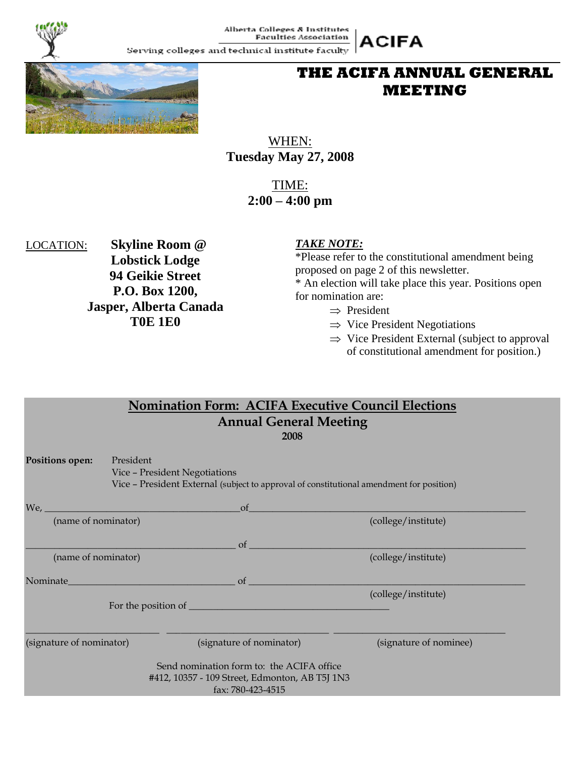Alberta Colleges & Institutes Faculties Association

Serving colleges and technical institute faculty

**ACIFA**

# THE ACIFA ANNUAL GENERAL MEETING

WHEN:
**Tuesday May 27, 2008**

TIME:
**2:00 – 4:00 pm**

LOCATION: **Skyline Room @ Lobstick Lodge**
**94 Geikie Street**
**P.O. Box 1200,**
**Jasper, Alberta Canada**
**T0E 1E0**

***TAKE NOTE:***

*Please refer to the constitutional amendment being proposed on page 2 of this newsletter.

* An election will take place this year. Positions open for nomination are:

- ⇒ President
- ⇒ Vice President Negotiations
- ⇒ Vice President External (subject to approval of constitutional amendment for position.)

## Nomination Form: ACIFA Executive Council Elections
## Annual General Meeting
**2008**

**Positions open:** President
Vice – President Negotiations
Vice – President External (subject to approval of constitutional amendment for position)

We, ______________________________ of ______________________________
(name of nominator) (college/institute)

______________________________ of ______________________________
(name of nominator) (college/institute)

Nominate______________________________ of ______________________________
(college/institute)

For the position of ______________________________

______________________ ______________________ ______________________
(signature of nominator) (signature of nominator) (signature of nominee)

Send nomination form to: the ACIFA office
#412, 10357 - 109 Street, Edmonton, AB T5J 1N3
fax: 780-423-4515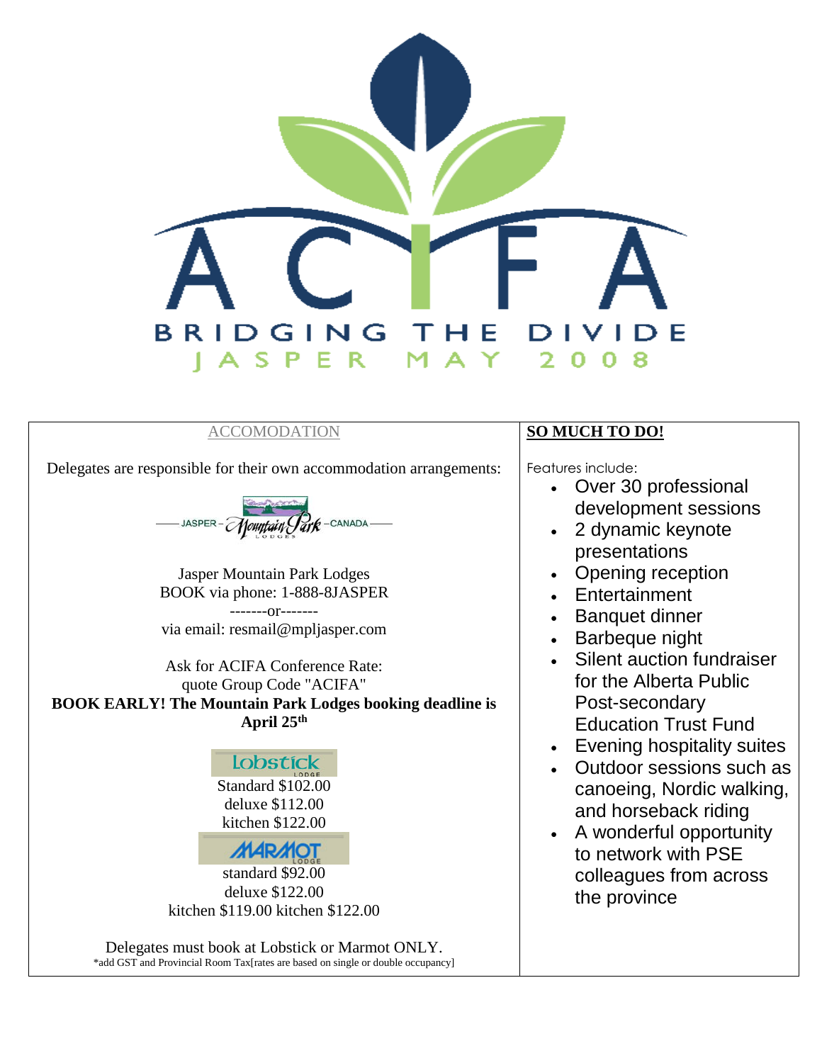# ACIFA

**BRIDGING THE DIVIDE**

JASPER MAY 2008

## ACCOMODATION

Delegates are responsible for their own accommodation arrangements:

JASPER – Mountain Park LODGES – CANADA

Jasper Mountain Park Lodges
BOOK via phone: 1-888-8JASPER
-------or-------
via email: resmail@mpljasper.com

Ask for ACIFA Conference Rate:
quote Group Code "ACIFA"

**BOOK EARLY! The Mountain Park Lodges booking deadline is April 25th**

**Lobstick LODGE**

Standard $102.00
deluxe $112.00
kitchen $122.00

**MARMOT LODGE**

standard $92.00
deluxe $122.00
kitchen $119.00 kitchen $122.00

Delegates must book at Lobstick or Marmot ONLY.

*add GST and Provincial Room Tax[rates are based on single or double occupancy]

## SO MUCH TO DO!

Features include:

- Over 30 professional development sessions
- 2 dynamic keynote presentations
- Opening reception
- Entertainment
- Banquet dinner
- Barbeque night
- Silent auction fundraiser for the Alberta Public Post-secondary Education Trust Fund
- Evening hospitality suites
- Outdoor sessions such as canoeing, Nordic walking, and horseback riding
- A wonderful opportunity to network with PSE colleagues from across the province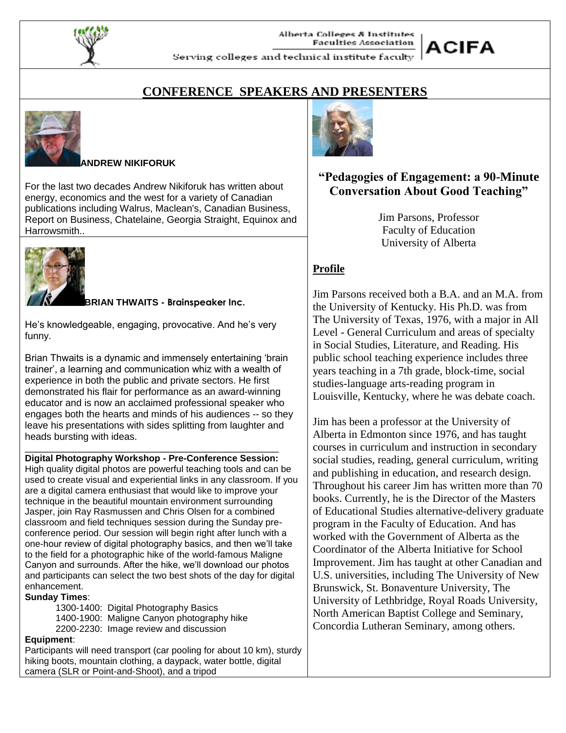Alberta Colleges & Institutes Faculties Association

Serving colleges and technical institute faculty

ACIFA

# CONFERENCE SPEAKERS AND PRESENTERS

**ANDREW NIKIFORUK**

For the last two decades Andrew Nikiforuk has written about energy, economics and the west for a variety of Canadian publications including Walrus, Maclean's, Canadian Business, Report on Business, Chatelaine, Georgia Straight, Equinox and Harrowsmith..

**BRIAN THWAITS - Brainspeaker Inc.**

He's knowledgeable, engaging, provocative. And he's very funny.

Brian Thwaits is a dynamic and immensely entertaining 'brain trainer', a learning and communication whiz with a wealth of experience in both the public and private sectors. He first demonstrated his flair for performance as an award-winning educator and is now an acclaimed professional speaker who engages both the hearts and minds of his audiences -- so they leave his presentations with sides splitting from laughter and heads bursting with ideas.

**Digital Photography Workshop - Pre-Conference Session:**
High quality digital photos are powerful teaching tools and can be used to create visual and experiential links in any classroom. If you are a digital camera enthusiast that would like to improve your technique in the beautiful mountain environment surrounding Jasper, join Ray Rasmussen and Chris Olsen for a combined classroom and field techniques session during the Sunday pre-conference period. Our session will begin right after lunch with a one-hour review of digital photography basics, and then we'll take to the field for a photographic hike of the world-famous Maligne Canyon and surrounds. After the hike, we'll download our photos and participants can select the two best shots of the day for digital enhancement.

**Sunday Times**:

1300-1400: Digital Photography Basics
1400-1900: Maligne Canyon photography hike
2200-2230: Image review and discussion

**Equipment**:
Participants will need transport (car pooling for about 10 km), sturdy hiking boots, mountain clothing, a daypack, water bottle, digital camera (SLR or Point-and-Shoot), and a tripod

## "Pedagogies of Engagement: a 90-Minute Conversation About Good Teaching"

Jim Parsons, Professor
Faculty of Education
University of Alberta

**Profile**

Jim Parsons received both a B.A. and an M.A. from the University of Kentucky. His Ph.D. was from The University of Texas, 1976, with a major in All Level - General Curriculum and areas of specialty in Social Studies, Literature, and Reading. His public school teaching experience includes three years teaching in a 7th grade, block-time, social studies-language arts-reading program in Louisville, Kentucky, where he was debate coach.

Jim has been a professor at the University of Alberta in Edmonton since 1976, and has taught courses in curriculum and instruction in secondary social studies, reading, general curriculum, writing and publishing in education, and research design. Throughout his career Jim has written more than 70 books. Currently, he is the Director of the Masters of Educational Studies alternative-delivery graduate program in the Faculty of Education. And has worked with the Government of Alberta as the Coordinator of the Alberta Initiative for School Improvement. Jim has taught at other Canadian and U.S. universities, including The University of New Brunswick, St. Bonaventure University, The University of Lethbridge, Royal Roads University, North American Baptist College and Seminary, Concordia Lutheran Seminary, among others.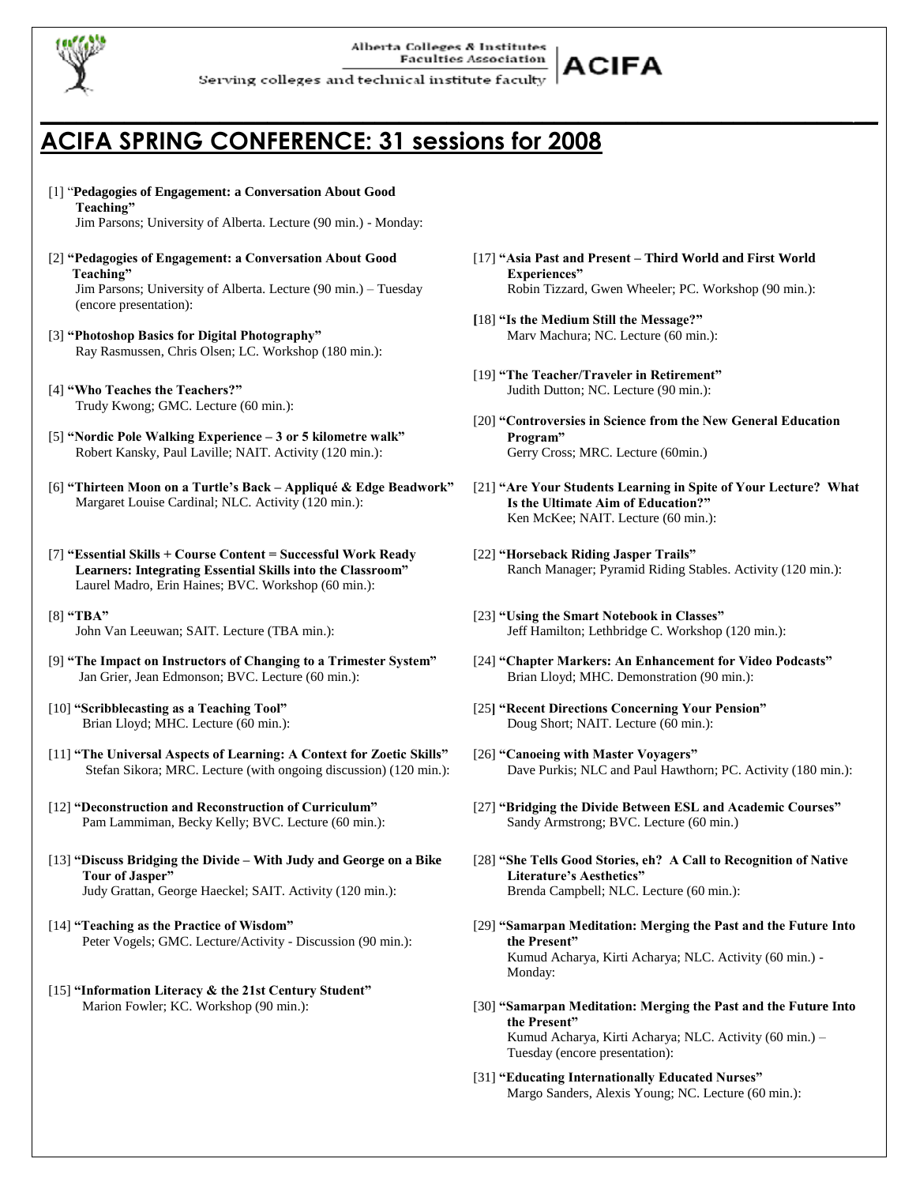Alberta Colleges & Institutes Faculties Association

Serving colleges and technical institute faculty

**ACIFA**

## ACIFA SPRING CONFERENCE: 31 sessions for 2008

[1] "**Pedagogies of Engagement: a Conversation About Good Teaching"**
Jim Parsons; University of Alberta. Lecture (90 min.) - Monday:

[2] **"Pedagogies of Engagement: a Conversation About Good Teaching"**
Jim Parsons; University of Alberta. Lecture (90 min.) – Tuesday (encore presentation):

[3] **"Photoshop Basics for Digital Photography"**
Ray Rasmussen, Chris Olsen; LC. Workshop (180 min.):

[4] **"Who Teaches the Teachers?"**
Trudy Kwong; GMC. Lecture (60 min.):

[5] **"Nordic Pole Walking Experience – 3 or 5 kilometre walk"**
Robert Kansky, Paul Laville; NAIT. Activity (120 min.):

[6] **"Thirteen Moon on a Turtle's Back – Appliqué & Edge Beadwork"**
Margaret Louise Cardinal; NLC. Activity (120 min.):

[7] **"Essential Skills + Course Content = Successful Work Ready Learners: Integrating Essential Skills into the Classroom"**
Laurel Madro, Erin Haines; BVC. Workshop (60 min.):

[8] **"TBA"**
John Van Leeuwan; SAIT. Lecture (TBA min.):

[9] **"The Impact on Instructors of Changing to a Trimester System"**
Jan Grier, Jean Edmonson; BVC. Lecture (60 min.):

[10] **"Scribblecasting as a Teaching Tool"**
Brian Lloyd; MHC. Lecture (60 min.):

[11] **"The Universal Aspects of Learning: A Context for Zoetic Skills"**
Stefan Sikora; MRC. Lecture (with ongoing discussion) (120 min.):

[12] **"Deconstruction and Reconstruction of Curriculum"**
Pam Lammiman, Becky Kelly; BVC. Lecture (60 min.):

[13] **"Discuss Bridging the Divide – With Judy and George on a Bike Tour of Jasper"**
Judy Grattan, George Haeckel; SAIT. Activity (120 min.):

[14] **"Teaching as the Practice of Wisdom"**
Peter Vogels; GMC. Lecture/Activity - Discussion (90 min.):

[15] **"Information Literacy & the 21st Century Student"**
Marion Fowler; KC. Workshop (90 min.):

[17] **"Asia Past and Present – Third World and First World Experiences"**
Robin Tizzard, Gwen Wheeler; PC. Workshop (90 min.):

**[**18] **"Is the Medium Still the Message?"**
Marv Machura; NC. Lecture (60 min.):

[19] **"The Teacher/Traveler in Retirement"**
Judith Dutton; NC. Lecture (90 min.):

[20] **"Controversies in Science from the New General Education Program"**
Gerry Cross; MRC. Lecture (60min.)

[21] **"Are Your Students Learning in Spite of Your Lecture? What Is the Ultimate Aim of Education?"**
Ken McKee; NAIT. Lecture (60 min.):

[22] **"Horseback Riding Jasper Trails"**
Ranch Manager; Pyramid Riding Stables. Activity (120 min.):

[23] **"Using the Smart Notebook in Classes"**
Jeff Hamilton; Lethbridge C. Workshop (120 min.):

[24] **"Chapter Markers: An Enhancement for Video Podcasts"**
Brian Lloyd; MHC. Demonstration (90 min.):

[25**] "Recent Directions Concerning Your Pension"**
Doug Short; NAIT. Lecture (60 min.):

[26] **"Canoeing with Master Voyagers"**
Dave Purkis; NLC and Paul Hawthorn; PC. Activity (180 min.):

[27] **"Bridging the Divide Between ESL and Academic Courses"**
Sandy Armstrong; BVC. Lecture (60 min.)

[28] **"She Tells Good Stories, eh? A Call to Recognition of Native Literature's Aesthetics"**
Brenda Campbell; NLC. Lecture (60 min.):

[29] **"Samarpan Meditation: Merging the Past and the Future Into the Present"**
Kumud Acharya, Kirti Acharya; NLC. Activity (60 min.) - Monday:

[30] **"Samarpan Meditation: Merging the Past and the Future Into the Present"**
Kumud Acharya, Kirti Acharya; NLC. Activity (60 min.) – Tuesday (encore presentation):

[31] **"Educating Internationally Educated Nurses"**
Margo Sanders, Alexis Young; NC. Lecture (60 min.):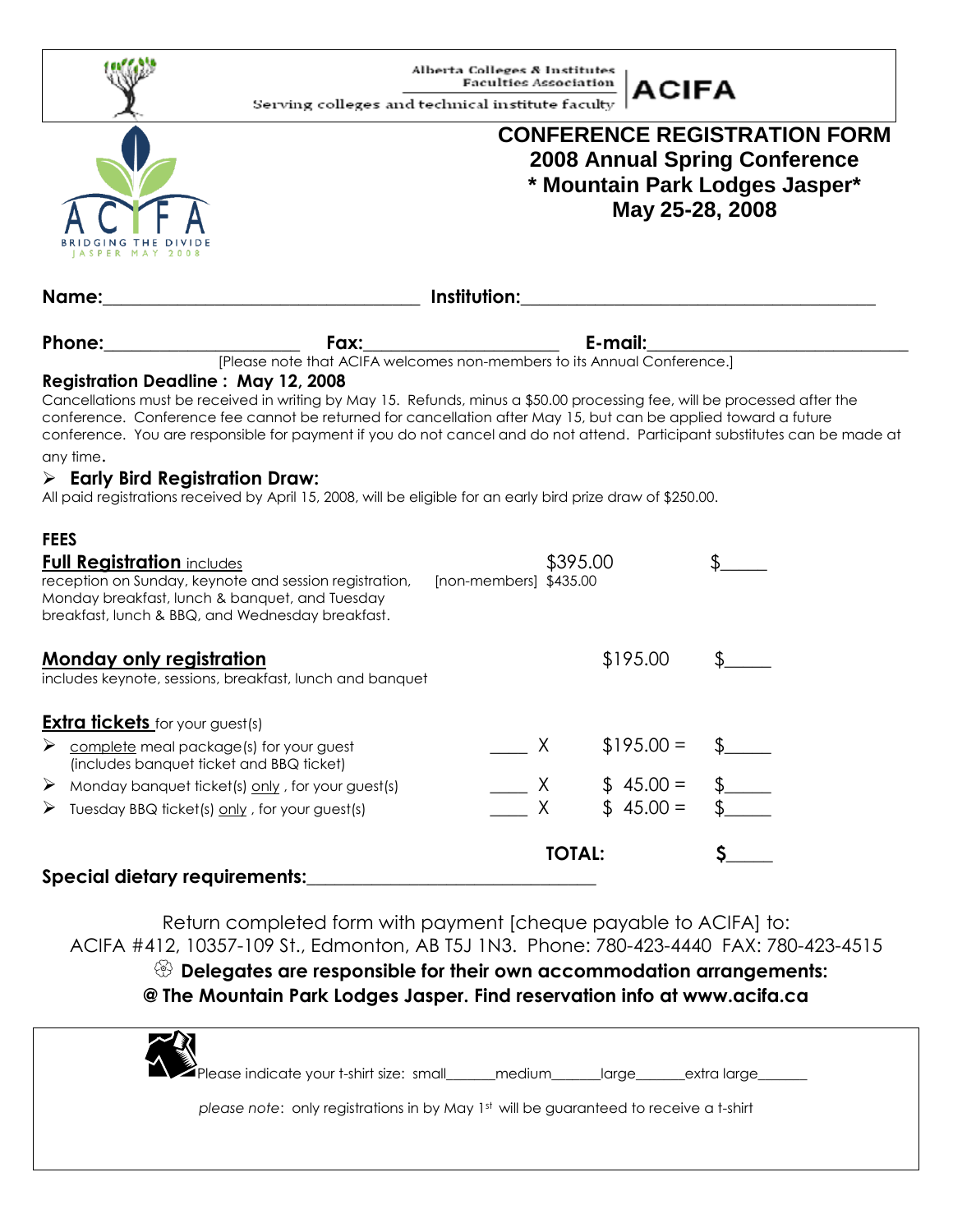Alberta Colleges & Institutes Faculties Association

Serving colleges and technical institute faculty

ACIFA

ACIFA BRIDGING THE DIVIDE JASPER MAY 2008

# CONFERENCE REGISTRATION FORM
## 2008 Annual Spring Conference
## * Mountain Park Lodges Jasper*
## May 25-28, 2008

**Name:**\_\_\_\_\_\_\_\_\_\_\_\_\_\_\_\_\_\_\_\_\_\_\_\_\_\_\_\_\_\_\_\_ **Institution:**\_\_\_\_\_\_\_\_\_\_\_\_\_\_\_\_\_\_\_\_\_\_\_\_\_\_\_\_\_\_\_\_\_\_\_\_

**Phone:**\_\_\_\_\_\_\_\_\_\_\_\_\_\_\_\_\_\_\_\_ **Fax:**\_\_\_\_\_\_\_\_\_\_\_\_\_\_\_\_\_\_\_\_ **E-mail:**\_\_\_\_\_\_\_\_\_\_\_\_\_\_\_\_\_\_\_\_\_\_\_\_\_\_

[Please note that ACIFA welcomes non-members to its Annual Conference.]

**Registration Deadline : May 12, 2008**

Cancellations must be received in writing by May 15. Refunds, minus a $50.00 processing fee, will be processed after the conference. Conference fee cannot be returned for cancellation after May 15, but can be applied toward a future conference. You are responsible for payment if you do not cancel and do not attend. Participant substitutes can be made at any time.

- **Early Bird Registration Draw:**

All paid registrations received by April 15, 2008, will be eligible for an early bird prize draw of $250.00.

**FEES**

**Full Registration** includes
reception on Sunday, keynote and session registration, Monday breakfast, lunch & banquet, and Tuesday breakfast, lunch & BBQ, and Wednesday breakfast. — $395.00 [non-members] $435.00 — $\_\_\_\_\_

**Monday only registration**
includes keynote, sessions, breakfast, lunch and banquet — $195.00 — $\_\_\_\_\_

**Extra tickets** for your guest(s)

- complete meal package(s) for your guest (includes banquet ticket and BBQ ticket) — \_\_\_\_ X $195.00 = $\_\_\_\_\_
- Monday banquet ticket(s) only , for your guest(s) — \_\_\_\_ X $ 45.00 = $\_\_\_\_\_
- Tuesday BBQ ticket(s) only , for your guest(s) — \_\_\_\_ X $ 45.00 = $\_\_\_\_\_

**TOTAL: $\_\_\_\_\_**

**Special dietary requirements:**\_\_\_\_\_\_\_\_\_\_\_\_\_\_\_\_\_\_\_\_\_\_\_\_\_\_\_\_\_\_

Return completed form with payment [cheque payable to ACIFA] to:
ACIFA #412, 10357-109 St., Edmonton, AB T5J 1N3. Phone: 780-423-4440 FAX: 780-423-4515

**Delegates are responsible for their own accommodation arrangements:**
**@ The Mountain Park Lodges Jasper. Find reservation info at www.acifa.ca**

Please indicate your t-shirt size: small\_\_\_\_\_\_medium\_\_\_\_\_\_large\_\_\_\_\_\_extra large\_\_\_\_\_\_

*please note*: only registrations in by May 1st will be guaranteed to receive a t-shirt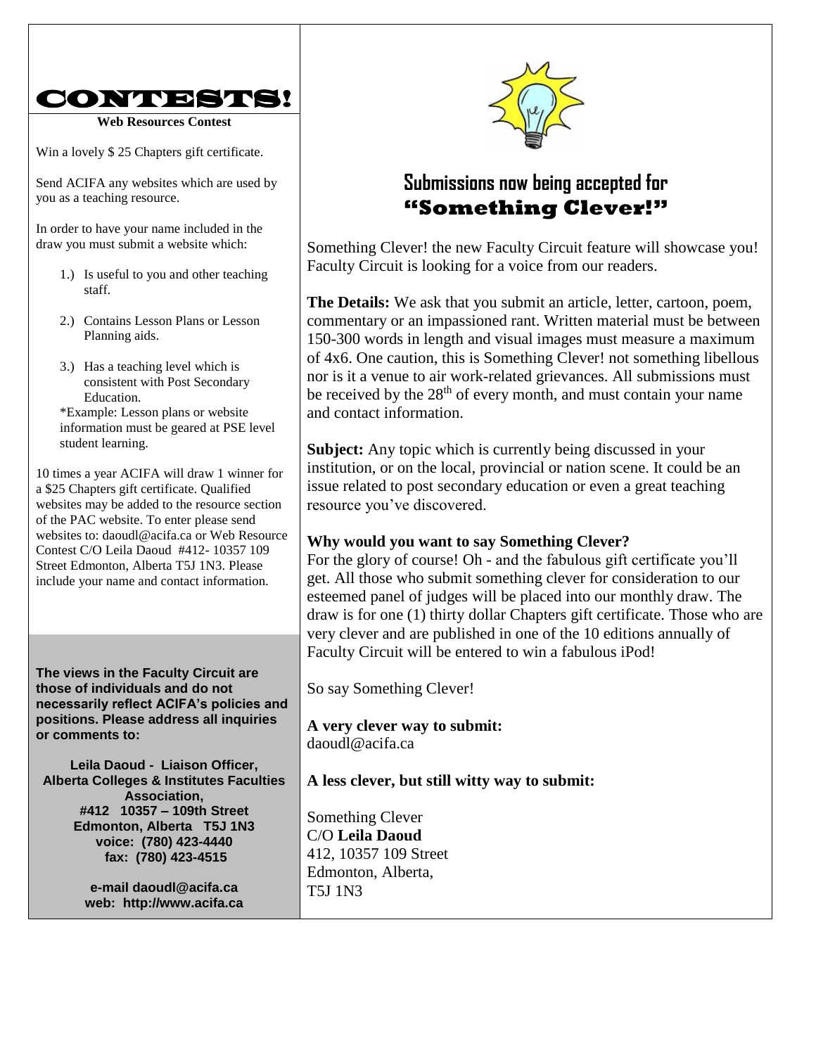# CONTESTS!

**Web Resources Contest**

Win a lovely $ 25 Chapters gift certificate.

Send ACIFA any websites which are used by you as a teaching resource.

In order to have your name included in the draw you must submit a website which:

1.) Is useful to you and other teaching staff.

2.) Contains Lesson Plans or Lesson Planning aids.

3.) Has a teaching level which is consistent with Post Secondary Education.
\*Example: Lesson plans or website information must be geared at PSE level student learning.

10 times a year ACIFA will draw 1 winner for a $25 Chapters gift certificate. Qualified websites may be added to the resource section of the PAC website. To enter please send websites to: daoudl@acifa.ca or Web Resource Contest C/O Leila Daoud #412- 10357 109 Street Edmonton, Alberta T5J 1N3. Please include your name and contact information.

**The views in the Faculty Circuit are those of individuals and do not necessarily reflect ACIFA's policies and positions. Please address all inquiries or comments to:**

**Leila Daoud - Liaison Officer,**
**Alberta Colleges & Institutes Faculties Association,**
**#412 10357 – 109th Street**
**Edmonton, Alberta T5J 1N3**
**voice: (780) 423-4440**
**fax: (780) 423-4515**

**e-mail daoudl@acifa.ca**
**web: http://www.acifa.ca**

## Submissions now being accepted for "Something Clever!"

Something Clever! the new Faculty Circuit feature will showcase you! Faculty Circuit is looking for a voice from our readers.

**The Details:** We ask that you submit an article, letter, cartoon, poem, commentary or an impassioned rant. Written material must be between 150-300 words in length and visual images must measure a maximum of 4x6. One caution, this is Something Clever! not something libellous nor is it a venue to air work-related grievances. All submissions must be received by the 28th of every month, and must contain your name and contact information.

**Subject:** Any topic which is currently being discussed in your institution, or on the local, provincial or nation scene. It could be an issue related to post secondary education or even a great teaching resource you've discovered.

**Why would you want to say Something Clever?**
For the glory of course! Oh - and the fabulous gift certificate you'll get. All those who submit something clever for consideration to our esteemed panel of judges will be placed into our monthly draw. The draw is for one (1) thirty dollar Chapters gift certificate. Those who are very clever and are published in one of the 10 editions annually of Faculty Circuit will be entered to win a fabulous iPod!

So say Something Clever!

**A very clever way to submit:**
daoudl@acifa.ca

**A less clever, but still witty way to submit:**

Something Clever
C/O **Leila Daoud**
412, 10357 109 Street
Edmonton, Alberta,
T5J 1N3